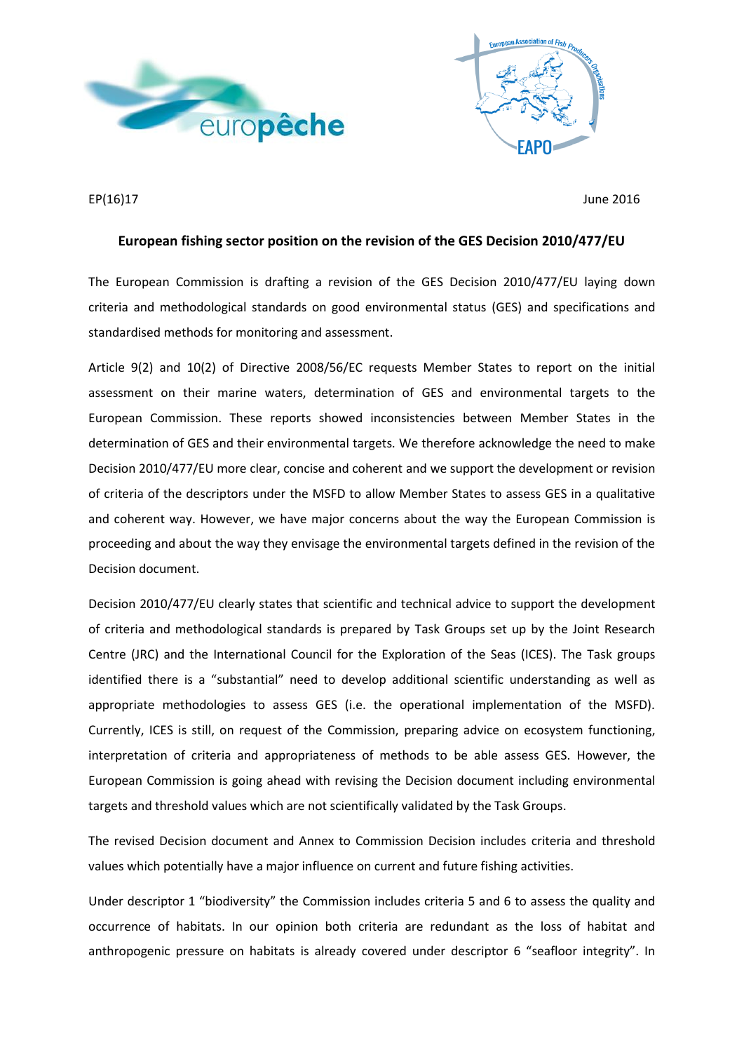EP(16)17

June 2016

## European fishing sector position on the revision of the GES Decision 2010/477/EU

The European Commission is drafting a revision of the GES Decision 2010/477/EU laying down criteria and methodological standards on good environmental status (GES) and specifications and standardised methods for monitoring and assessment.

Article 9(2) and 10(2) of Directive 2008/56/EC requests Member States to report on the initial assessment on their marine waters, determination of GES and environmental targets to the European Commission. These reports showed inconsistencies between Member States in the determination of GES and their environmental targets. We therefore acknowledge the need to make Decision 2010/477/EU more clear, concise and coherent and we support the development or revision of criteria of the descriptors under the MSFD to allow Member States to assess GES in a qualitative and coherent way. However, we have major concerns about the way the European Commission is proceeding and about the way they envisage the environmental targets defined in the revision of the Decision document.

Decision 2010/477/EU clearly states that scientific and technical advice to support the development of criteria and methodological standards is prepared by Task Groups set up by the Joint Research Centre (JRC) and the International Council for the Exploration of the Seas (ICES). The Task groups identified there is a "substantial" need to develop additional scientific understanding as well as appropriate methodologies to assess GES (i.e. the operational implementation of the MSFD). Currently, ICES is still, on request of the Commission, preparing advice on ecosystem functioning, interpretation of criteria and appropriateness of methods to be able assess GES. However, the European Commission is going ahead with revising the Decision document including environmental targets and threshold values which are not scientifically validated by the Task Groups.

The revised Decision document and Annex to Commission Decision includes criteria and threshold values which potentially have a major influence on current and future fishing activities.

Under descriptor 1 "biodiversity" the Commission includes criteria 5 and 6 to assess the quality and occurrence of habitats. In our opinion both criteria are redundant as the loss of habitat and anthropogenic pressure on habitats is already covered under descriptor 6 "seafloor integrity". In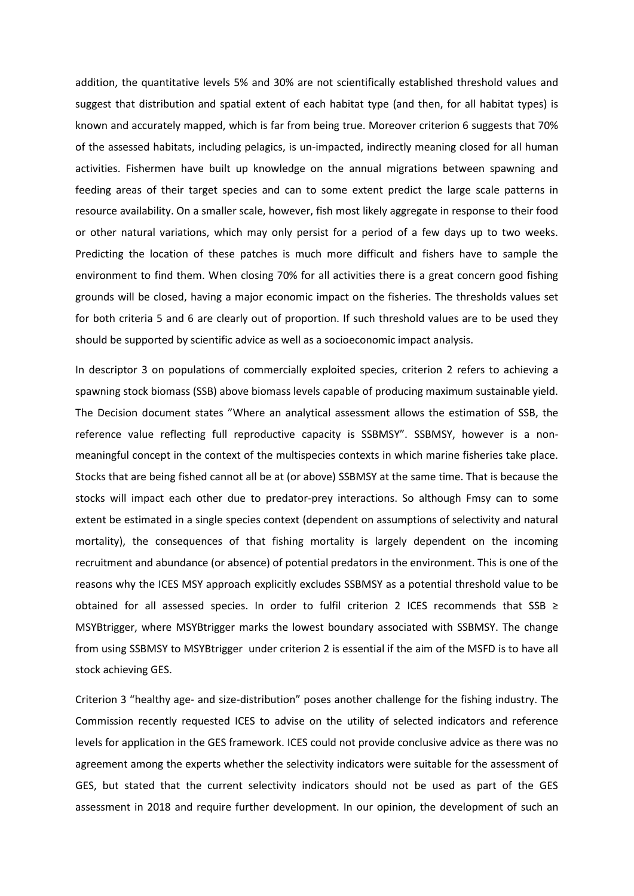addition, the quantitative levels 5% and 30% are not scientifically established threshold values and suggest that distribution and spatial extent of each habitat type (and then, for all habitat types) is known and accurately mapped, which is far from being true. Moreover criterion 6 suggests that 70% of the assessed habitats, including pelagics, is un-impacted, indirectly meaning closed for all human activities. Fishermen have built up knowledge on the annual migrations between spawning and feeding areas of their target species and can to some extent predict the large scale patterns in resource availability. On a smaller scale, however, fish most likely aggregate in response to their food or other natural variations, which may only persist for a period of a few days up to two weeks. Predicting the location of these patches is much more difficult and fishers have to sample the environment to find them. When closing 70% for all activities there is a great concern good fishing grounds will be closed, having a major economic impact on the fisheries. The thresholds values set for both criteria 5 and 6 are clearly out of proportion. If such threshold values are to be used they should be supported by scientific advice as well as a socioeconomic impact analysis.

In descriptor 3 on populations of commercially exploited species, criterion 2 refers to achieving a spawning stock biomass (SSB) above biomass levels capable of producing maximum sustainable yield. The Decision document states "Where an analytical assessment allows the estimation of SSB, the reference value reflecting full reproductive capacity is SSBMSY". SSBMSY, however is a non-meaningful concept in the context of the multispecies contexts in which marine fisheries take place. Stocks that are being fished cannot all be at (or above) SSBMSY at the same time. That is because the stocks will impact each other due to predator-prey interactions. So although Fmsy can to some extent be estimated in a single species context (dependent on assumptions of selectivity and natural mortality), the consequences of that fishing mortality is largely dependent on the incoming recruitment and abundance (or absence) of potential predators in the environment. This is one of the reasons why the ICES MSY approach explicitly excludes SSBMSY as a potential threshold value to be obtained for all assessed species. In order to fulfil criterion 2 ICES recommends that SSB ≥ MSYBtrigger, where MSYBtrigger marks the lowest boundary associated with SSBMSY. The change from using SSBMSY to MSYBtrigger under criterion 2 is essential if the aim of the MSFD is to have all stock achieving GES.

Criterion 3 "healthy age- and size-distribution" poses another challenge for the fishing industry. The Commission recently requested ICES to advise on the utility of selected indicators and reference levels for application in the GES framework. ICES could not provide conclusive advice as there was no agreement among the experts whether the selectivity indicators were suitable for the assessment of GES, but stated that the current selectivity indicators should not be used as part of the GES assessment in 2018 and require further development. In our opinion, the development of such an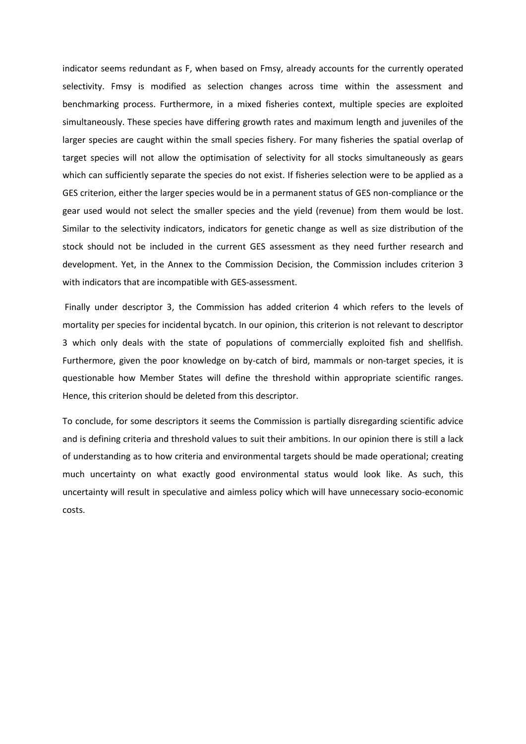indicator seems redundant as F, when based on Fmsy, already accounts for the currently operated selectivity. Fmsy is modified as selection changes across time within the assessment and benchmarking process. Furthermore, in a mixed fisheries context, multiple species are exploited simultaneously. These species have differing growth rates and maximum length and juveniles of the larger species are caught within the small species fishery. For many fisheries the spatial overlap of target species will not allow the optimisation of selectivity for all stocks simultaneously as gears which can sufficiently separate the species do not exist. If fisheries selection were to be applied as a GES criterion, either the larger species would be in a permanent status of GES non-compliance or the gear used would not select the smaller species and the yield (revenue) from them would be lost. Similar to the selectivity indicators, indicators for genetic change as well as size distribution of the stock should not be included in the current GES assessment as they need further research and development. Yet, in the Annex to the Commission Decision, the Commission includes criterion 3 with indicators that are incompatible with GES-assessment.

Finally under descriptor 3, the Commission has added criterion 4 which refers to the levels of mortality per species for incidental bycatch. In our opinion, this criterion is not relevant to descriptor 3 which only deals with the state of populations of commercially exploited fish and shellfish. Furthermore, given the poor knowledge on by-catch of bird, mammals or non-target species, it is questionable how Member States will define the threshold within appropriate scientific ranges. Hence, this criterion should be deleted from this descriptor.

To conclude, for some descriptors it seems the Commission is partially disregarding scientific advice and is defining criteria and threshold values to suit their ambitions. In our opinion there is still a lack of understanding as to how criteria and environmental targets should be made operational; creating much uncertainty on what exactly good environmental status would look like. As such, this uncertainty will result in speculative and aimless policy which will have unnecessary socio-economic costs.